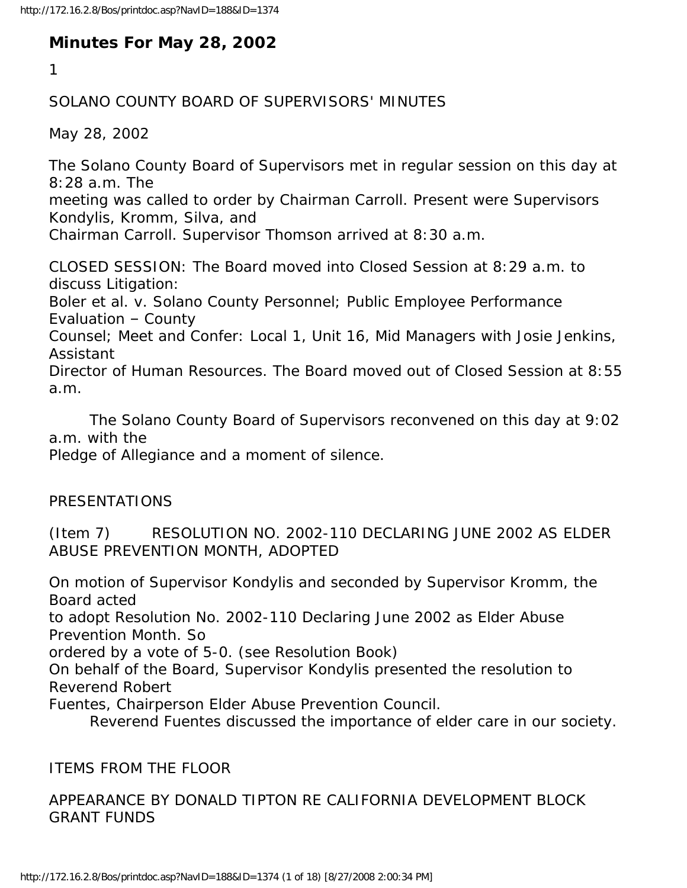# Minutes For May 28, 2002

SOLANO COUNTY BOARD OF SUPERVISORS' MINUTES

May 28, 2002

The Solano County Board of Supervisors met in regular session on this day at 8:28 a.m. The meeting was called to order by Chairman Carroll. Present were Supervisors Kondylis, Kromm, Silva, and Chairman Carroll. Supervisor Thomson arrived at 8:30 a.m.

CLOSED SESSION: The Board moved into Closed Session at 8:29 a.m. to discuss Litigation: Boler et al. v. Solano County Personnel; Public Employee Performance Evaluation – County Counsel; Meet and Confer: Local 1, Unit 16, Mid Managers with Josie Jenkins, Assistant Director of Human Resources. The Board moved out of Closed Session at 8:55 a.m.

The Solano County Board of Supervisors reconvened on this day at 9:02 a.m. with the Pledge of Allegiance and a moment of silence.

PRESENTATIONS

(Item 7) RESOLUTION NO. 2002-110 DECLARING JUNE 2002 AS ELDER ABUSE PREVENTION MONTH, ADOPTED

On motion of Supervisor Kondylis and seconded by Supervisor Kromm, the Board acted to adopt Resolution No. 2002-110 Declaring June 2002 as Elder Abuse Prevention Month. So ordered by a vote of 5-0. (see Resolution Book)

On behalf of the Board, Supervisor Kondylis presented the resolution to Reverend Robert Fuentes, Chairperson Elder Abuse Prevention Council.

Reverend Fuentes discussed the importance of elder care in our society.

ITEMS FROM THE FLOOR

APPEARANCE BY DONALD TIPTON RE CALIFORNIA DEVELOPMENT BLOCK GRANT FUNDS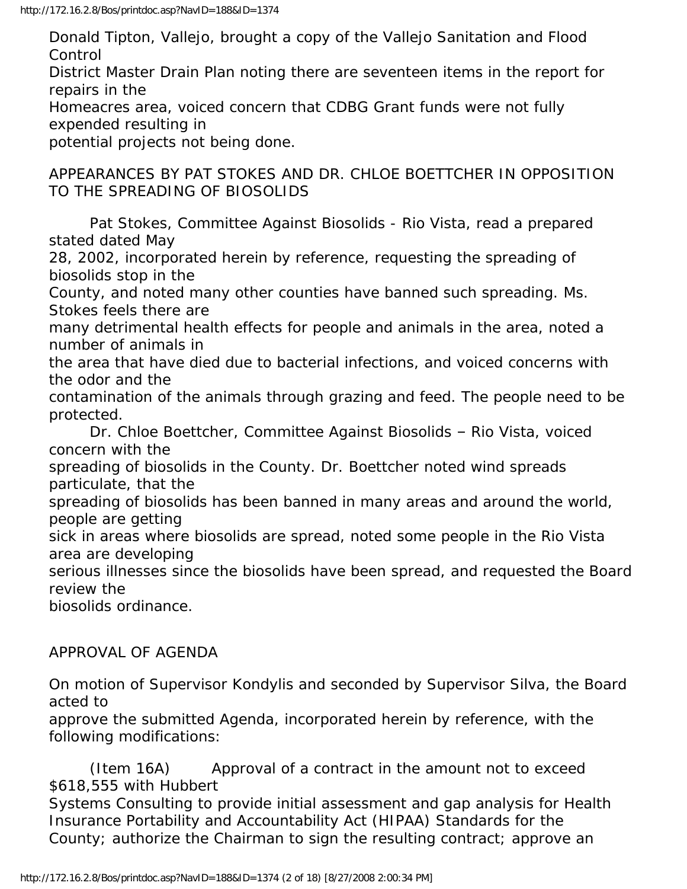Donald Tipton, Vallejo, brought a copy of the Vallejo Sanitation and Flood Control District Master Drain Plan noting there are seventeen items in the report for repairs in the Homeacres area, voiced concern that CDBG Grant funds were not fully expended resulting in potential projects not being done.

APPEARANCES BY PAT STOKES AND DR. CHLOE BOETTCHER IN OPPOSITION TO THE SPREADING OF BIOSOLIDS

Pat Stokes, Committee Against Biosolids - Rio Vista, read a prepared stated dated May 28, 2002, incorporated herein by reference, requesting the spreading of biosolids stop in the County, and noted many other counties have banned such spreading. Ms. Stokes feels there are many detrimental health effects for people and animals in the area, noted a number of animals in the area that have died due to bacterial infections, and voiced concerns with the odor and the contamination of the animals through grazing and feed. The people need to be protected.

Dr. Chloe Boettcher, Committee Against Biosolids – Rio Vista, voiced concern with the spreading of biosolids in the County. Dr. Boettcher noted wind spreads particulate, that the spreading of biosolids has been banned in many areas and around the world, people are getting sick in areas where biosolids are spread, noted some people in the Rio Vista area are developing serious illnesses since the biosolids have been spread, and requested the Board review the biosolids ordinance.

APPROVAL OF AGENDA

On motion of Supervisor Kondylis and seconded by Supervisor Silva, the Board acted to approve the submitted Agenda, incorporated herein by reference, with the following modifications:

(Item 16A) Approval of a contract in the amount not to exceed $618,555 with Hubbert Systems Consulting to provide initial assessment and gap analysis for Health Insurance Portability and Accountability Act (HIPAA) Standards for the County; authorize the Chairman to sign the resulting contract; approve an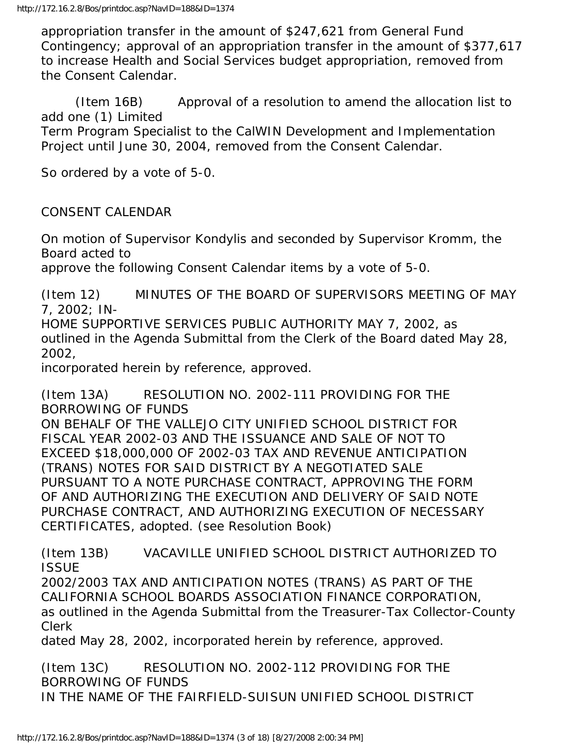appropriation transfer in the amount of $247,621 from General Fund Contingency; approval of an appropriation transfer in the amount of $377,617 to increase Health and Social Services budget appropriation, removed from the Consent Calendar.

(Item 16B) Approval of a resolution to amend the allocation list to add one (1) Limited Term Program Specialist to the CalWIN Development and Implementation Project until June 30, 2004, removed from the Consent Calendar.

So ordered by a vote of 5-0.

CONSENT CALENDAR

On motion of Supervisor Kondylis and seconded by Supervisor Kromm, the Board acted to approve the following Consent Calendar items by a vote of 5-0.

(Item 12) MINUTES OF THE BOARD OF SUPERVISORS MEETING OF MAY 7, 2002; IN-HOME SUPPORTIVE SERVICES PUBLIC AUTHORITY MAY 7, 2002, as outlined in the Agenda Submittal from the Clerk of the Board dated May 28, 2002, incorporated herein by reference, approved.

(Item 13A) RESOLUTION NO. 2002-111 PROVIDING FOR THE BORROWING OF FUNDS ON BEHALF OF THE VALLEJO CITY UNIFIED SCHOOL DISTRICT FOR FISCAL YEAR 2002-03 AND THE ISSUANCE AND SALE OF NOT TO EXCEED $18,000,000 OF 2002-03 TAX AND REVENUE ANTICIPATION (TRANS) NOTES FOR SAID DISTRICT BY A NEGOTIATED SALE PURSUANT TO A NOTE PURCHASE CONTRACT, APPROVING THE FORM OF AND AUTHORIZING THE EXECUTION AND DELIVERY OF SAID NOTE PURCHASE CONTRACT, AND AUTHORIZING EXECUTION OF NECESSARY CERTIFICATES, adopted. (see Resolution Book)

(Item 13B) VACAVILLE UNIFIED SCHOOL DISTRICT AUTHORIZED TO ISSUE 2002/2003 TAX AND ANTICIPATION NOTES (TRANS) AS PART OF THE CALIFORNIA SCHOOL BOARDS ASSOCIATION FINANCE CORPORATION, as outlined in the Agenda Submittal from the Treasurer-Tax Collector-County Clerk dated May 28, 2002, incorporated herein by reference, approved.

(Item 13C) RESOLUTION NO. 2002-112 PROVIDING FOR THE BORROWING OF FUNDS IN THE NAME OF THE FAIRFIELD-SUISUN UNIFIED SCHOOL DISTRICT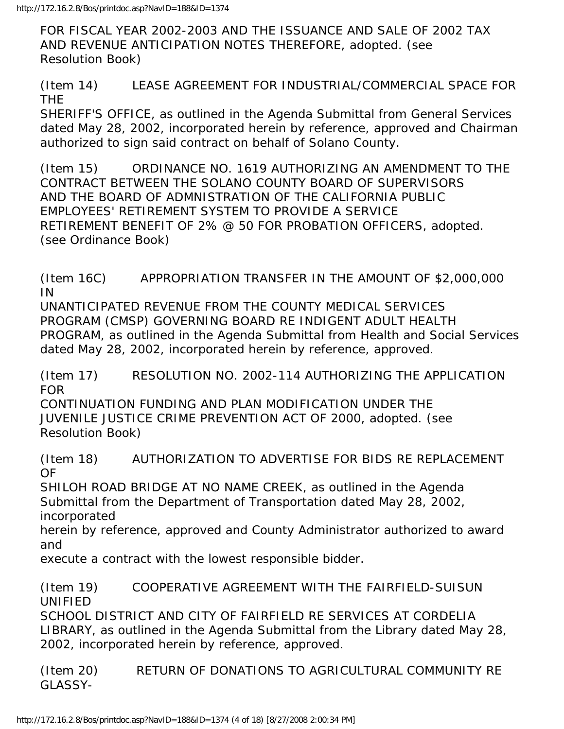FOR FISCAL YEAR 2002-2003 AND THE ISSUANCE AND SALE OF 2002 TAX AND REVENUE ANTICIPATION NOTES THEREFORE, adopted. (see Resolution Book)

(Item 14) LEASE AGREEMENT FOR INDUSTRIAL/COMMERCIAL SPACE FOR THE SHERIFF'S OFFICE, as outlined in the Agenda Submittal from General Services dated May 28, 2002, incorporated herein by reference, approved and Chairman authorized to sign said contract on behalf of Solano County.

(Item 15) ORDINANCE NO. 1619 AUTHORIZING AN AMENDMENT TO THE CONTRACT BETWEEN THE SOLANO COUNTY BOARD OF SUPERVISORS AND THE BOARD OF ADMNISTRATION OF THE CALIFORNIA PUBLIC EMPLOYEES' RETIREMENT SYSTEM TO PROVIDE A SERVICE RETIREMENT BENEFIT OF 2% @ 50 FOR PROBATION OFFICERS, adopted. (see Ordinance Book)

(Item 16C) APPROPRIATION TRANSFER IN THE AMOUNT OF $2,000,000 IN UNANTICIPATED REVENUE FROM THE COUNTY MEDICAL SERVICES PROGRAM (CMSP) GOVERNING BOARD RE INDIGENT ADULT HEALTH PROGRAM, as outlined in the Agenda Submittal from Health and Social Services dated May 28, 2002, incorporated herein by reference, approved.

(Item 17) RESOLUTION NO. 2002-114 AUTHORIZING THE APPLICATION FOR CONTINUATION FUNDING AND PLAN MODIFICATION UNDER THE JUVENILE JUSTICE CRIME PREVENTION ACT OF 2000, adopted. (see Resolution Book)

(Item 18) AUTHORIZATION TO ADVERTISE FOR BIDS RE REPLACEMENT OF SHILOH ROAD BRIDGE AT NO NAME CREEK, as outlined in the Agenda Submittal from the Department of Transportation dated May 28, 2002, incorporated herein by reference, approved and County Administrator authorized to award and execute a contract with the lowest responsible bidder.

(Item 19) COOPERATIVE AGREEMENT WITH THE FAIRFIELD-SUISUN UNIFIED SCHOOL DISTRICT AND CITY OF FAIRFIELD RE SERVICES AT CORDELIA LIBRARY, as outlined in the Agenda Submittal from the Library dated May 28, 2002, incorporated herein by reference, approved.

(Item 20) RETURN OF DONATIONS TO AGRICULTURAL COMMUNITY RE GLASSY-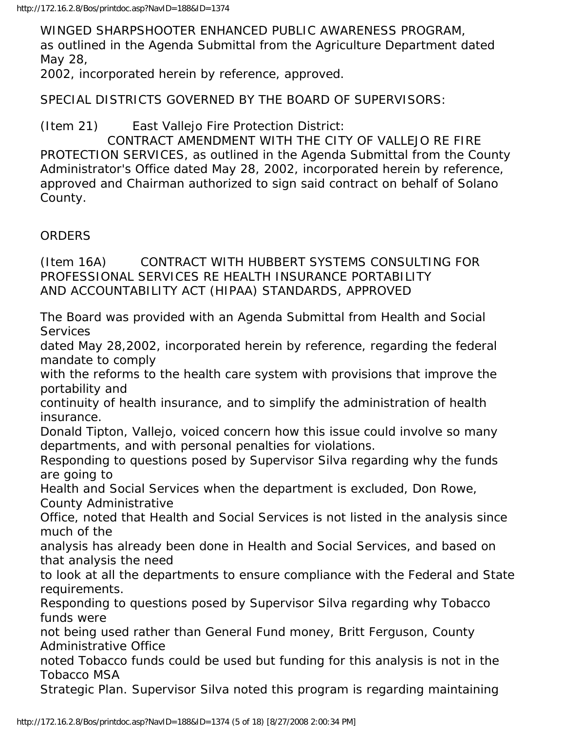WINGED SHARPSHOOTER ENHANCED PUBLIC AWARENESS PROGRAM, as outlined in the Agenda Submittal from the Agriculture Department dated May 28, 2002, incorporated herein by reference, approved.

SPECIAL DISTRICTS GOVERNED BY THE BOARD OF SUPERVISORS:

(Item 21) East Vallejo Fire Protection District:
CONTRACT AMENDMENT WITH THE CITY OF VALLEJO RE FIRE PROTECTION SERVICES, as outlined in the Agenda Submittal from the County Administrator's Office dated May 28, 2002, incorporated herein by reference, approved and Chairman authorized to sign said contract on behalf of Solano County.

ORDERS

(Item 16A) CONTRACT WITH HUBBERT SYSTEMS CONSULTING FOR PROFESSIONAL SERVICES RE HEALTH INSURANCE PORTABILITY AND ACCOUNTABILITY ACT (HIPAA) STANDARDS, APPROVED

The Board was provided with an Agenda Submittal from Health and Social Services dated May 28,2002, incorporated herein by reference, regarding the federal mandate to comply with the reforms to the health care system with provisions that improve the portability and continuity of health insurance, and to simplify the administration of health insurance.

Donald Tipton, Vallejo, voiced concern how this issue could involve so many departments, and with personal penalties for violations.

Responding to questions posed by Supervisor Silva regarding why the funds are going to Health and Social Services when the department is excluded, Don Rowe, County Administrative Office, noted that Health and Social Services is not listed in the analysis since much of the analysis has already been done in Health and Social Services, and based on that analysis the need to look at all the departments to ensure compliance with the Federal and State requirements.

Responding to questions posed by Supervisor Silva regarding why Tobacco funds were not being used rather than General Fund money, Britt Ferguson, County Administrative Office noted Tobacco funds could be used but funding for this analysis is not in the Tobacco MSA Strategic Plan. Supervisor Silva noted this program is regarding maintaining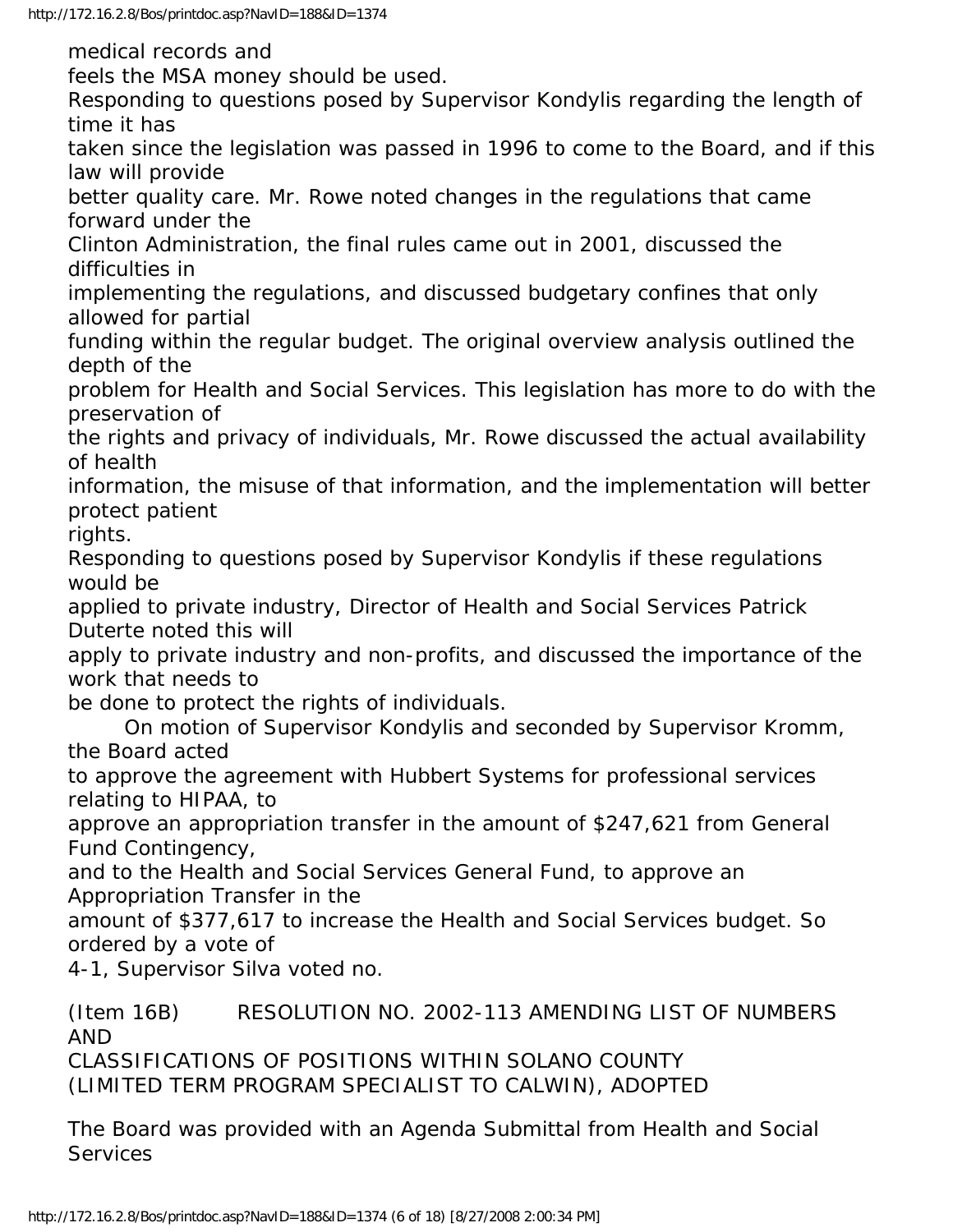medical records and feels the MSA money should be used.

Responding to questions posed by Supervisor Kondylis regarding the length of time it has taken since the legislation was passed in 1996 to come to the Board, and if this law will provide better quality care. Mr. Rowe noted changes in the regulations that came forward under the Clinton Administration, the final rules came out in 2001, discussed the difficulties in implementing the regulations, and discussed budgetary confines that only allowed for partial funding within the regular budget. The original overview analysis outlined the depth of the problem for Health and Social Services. This legislation has more to do with the preservation of the rights and privacy of individuals, Mr. Rowe discussed the actual availability of health information, the misuse of that information, and the implementation will better protect patient rights.

Responding to questions posed by Supervisor Kondylis if these regulations would be applied to private industry, Director of Health and Social Services Patrick Duterte noted this will apply to private industry and non-profits, and discussed the importance of the work that needs to be done to protect the rights of individuals.

On motion of Supervisor Kondylis and seconded by Supervisor Kromm, the Board acted to approve the agreement with Hubbert Systems for professional services relating to HIPAA, to approve an appropriation transfer in the amount of $247,621 from General Fund Contingency, and to the Health and Social Services General Fund, to approve an Appropriation Transfer in the amount of $377,617 to increase the Health and Social Services budget. So ordered by a vote of 4-1, Supervisor Silva voted no.

(Item 16B) RESOLUTION NO. 2002-113 AMENDING LIST OF NUMBERS AND CLASSIFICATIONS OF POSITIONS WITHIN SOLANO COUNTY (LIMITED TERM PROGRAM SPECIALIST TO CALWIN), ADOPTED

The Board was provided with an Agenda Submittal from Health and Social Services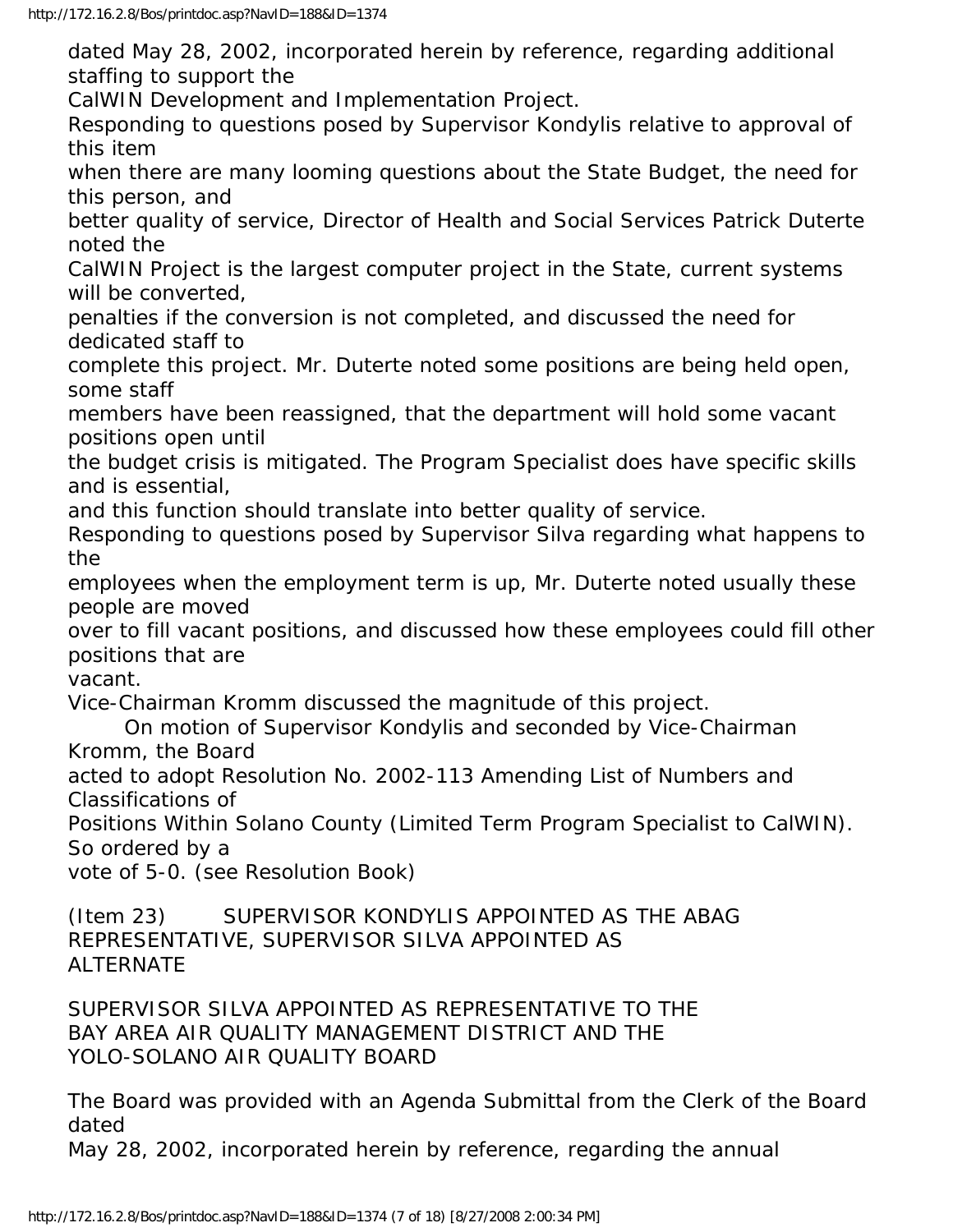dated May 28, 2002, incorporated herein by reference, regarding additional staffing to support the CalWIN Development and Implementation Project.

Responding to questions posed by Supervisor Kondylis relative to approval of this item when there are many looming questions about the State Budget, the need for this person, and better quality of service, Director of Health and Social Services Patrick Duterte noted the CalWIN Project is the largest computer project in the State, current systems will be converted, penalties if the conversion is not completed, and discussed the need for dedicated staff to complete this project. Mr. Duterte noted some positions are being held open, some staff members have been reassigned, that the department will hold some vacant positions open until the budget crisis is mitigated. The Program Specialist does have specific skills and is essential, and this function should translate into better quality of service.

Responding to questions posed by Supervisor Silva regarding what happens to the employees when the employment term is up, Mr. Duterte noted usually these people are moved over to fill vacant positions, and discussed how these employees could fill other positions that are vacant.

Vice-Chairman Kromm discussed the magnitude of this project.

On motion of Supervisor Kondylis and seconded by Vice-Chairman Kromm, the Board acted to adopt Resolution No. 2002-113 Amending List of Numbers and Classifications of Positions Within Solano County (Limited Term Program Specialist to CalWIN). So ordered by a vote of 5-0. (see Resolution Book)

(Item 23) SUPERVISOR KONDYLIS APPOINTED AS THE ABAG REPRESENTATIVE, SUPERVISOR SILVA APPOINTED AS ALTERNATE

SUPERVISOR SILVA APPOINTED AS REPRESENTATIVE TO THE BAY AREA AIR QUALITY MANAGEMENT DISTRICT AND THE YOLO-SOLANO AIR QUALITY BOARD

The Board was provided with an Agenda Submittal from the Clerk of the Board dated May 28, 2002, incorporated herein by reference, regarding the annual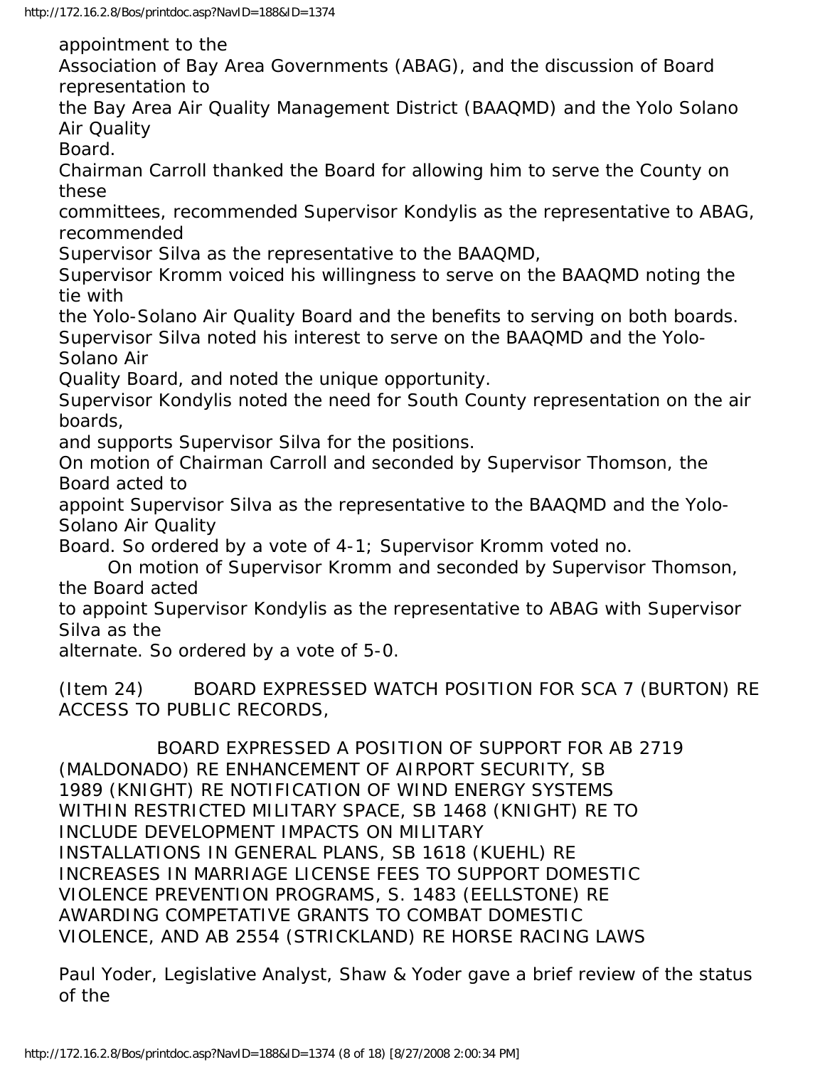appointment to the Association of Bay Area Governments (ABAG), and the discussion of Board representation to the Bay Area Air Quality Management District (BAAQMD) and the Yolo Solano Air Quality Board.

Chairman Carroll thanked the Board for allowing him to serve the County on these committees, recommended Supervisor Kondylis as the representative to ABAG, recommended Supervisor Silva as the representative to the BAAQMD,

Supervisor Kromm voiced his willingness to serve on the BAAQMD noting the tie with the Yolo-Solano Air Quality Board and the benefits to serving on both boards.

Supervisor Silva noted his interest to serve on the BAAQMD and the Yolo-Solano Air Quality Board, and noted the unique opportunity.

Supervisor Kondylis noted the need for South County representation on the air boards, and supports Supervisor Silva for the positions.

On motion of Chairman Carroll and seconded by Supervisor Thomson, the Board acted to appoint Supervisor Silva as the representative to the BAAQMD and the Yolo-Solano Air Quality Board. So ordered by a vote of 4-1; Supervisor Kromm voted no.

On motion of Supervisor Kromm and seconded by Supervisor Thomson, the Board acted to appoint Supervisor Kondylis as the representative to ABAG with Supervisor Silva as the alternate. So ordered by a vote of 5-0.

(Item 24) BOARD EXPRESSED WATCH POSITION FOR SCA 7 (BURTON) RE ACCESS TO PUBLIC RECORDS,

BOARD EXPRESSED A POSITION OF SUPPORT FOR AB 2719 (MALDONADO) RE ENHANCEMENT OF AIRPORT SECURITY, SB 1989 (KNIGHT) RE NOTIFICATION OF WIND ENERGY SYSTEMS WITHIN RESTRICTED MILITARY SPACE, SB 1468 (KNIGHT) RE TO INCLUDE DEVELOPMENT IMPACTS ON MILITARY INSTALLATIONS IN GENERAL PLANS, SB 1618 (KUEHL) RE INCREASES IN MARRIAGE LICENSE FEES TO SUPPORT DOMESTIC VIOLENCE PREVENTION PROGRAMS, S. 1483 (EELLSTONE) RE AWARDING COMPETATIVE GRANTS TO COMBAT DOMESTIC VIOLENCE, AND AB 2554 (STRICKLAND) RE HORSE RACING LAWS

Paul Yoder, Legislative Analyst, Shaw & Yoder gave a brief review of the status of the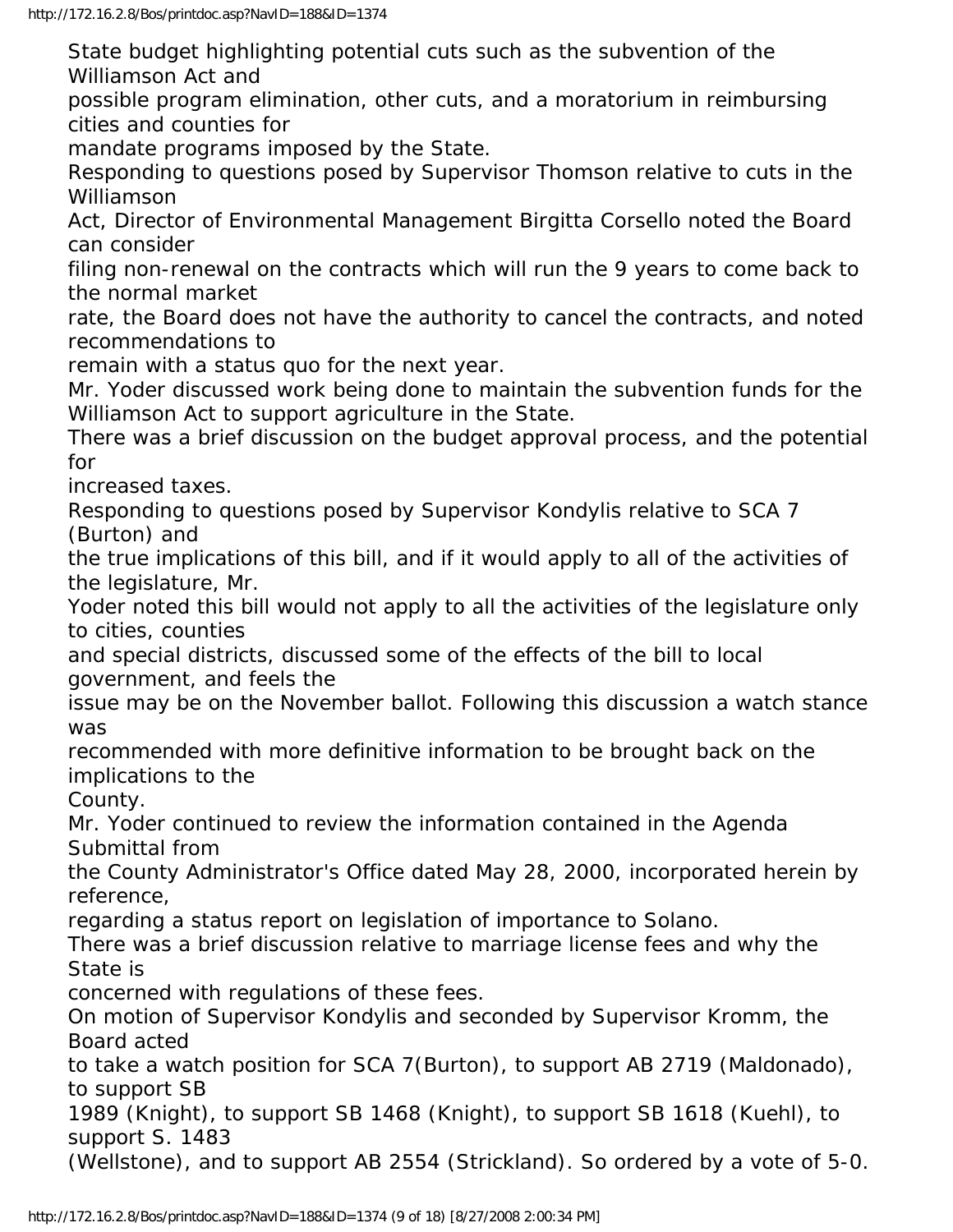State budget highlighting potential cuts such as the subvention of the Williamson Act and possible program elimination, other cuts, and a moratorium in reimbursing cities and counties for mandate programs imposed by the State.

Responding to questions posed by Supervisor Thomson relative to cuts in the Williamson Act, Director of Environmental Management Birgitta Corsello noted the Board can consider filing non-renewal on the contracts which will run the 9 years to come back to the normal market rate, the Board does not have the authority to cancel the contracts, and noted recommendations to remain with a status quo for the next year.

Mr. Yoder discussed work being done to maintain the subvention funds for the Williamson Act to support agriculture in the State.

There was a brief discussion on the budget approval process, and the potential for increased taxes.

Responding to questions posed by Supervisor Kondylis relative to SCA 7 (Burton) and the true implications of this bill, and if it would apply to all of the activities of the legislature, Mr. Yoder noted this bill would not apply to all the activities of the legislature only to cities, counties and special districts, discussed some of the effects of the bill to local government, and feels the issue may be on the November ballot. Following this discussion a watch stance was recommended with more definitive information to be brought back on the implications to the County.

Mr. Yoder continued to review the information contained in the Agenda Submittal from the County Administrator's Office dated May 28, 2000, incorporated herein by reference, regarding a status report on legislation of importance to Solano.

There was a brief discussion relative to marriage license fees and why the State is concerned with regulations of these fees.

On motion of Supervisor Kondylis and seconded by Supervisor Kromm, the Board acted to take a watch position for SCA 7(Burton), to support AB 2719 (Maldonado), to support SB 1989 (Knight), to support SB 1468 (Knight), to support SB 1618 (Kuehl), to support S. 1483 (Wellstone), and to support AB 2554 (Strickland). So ordered by a vote of 5-0.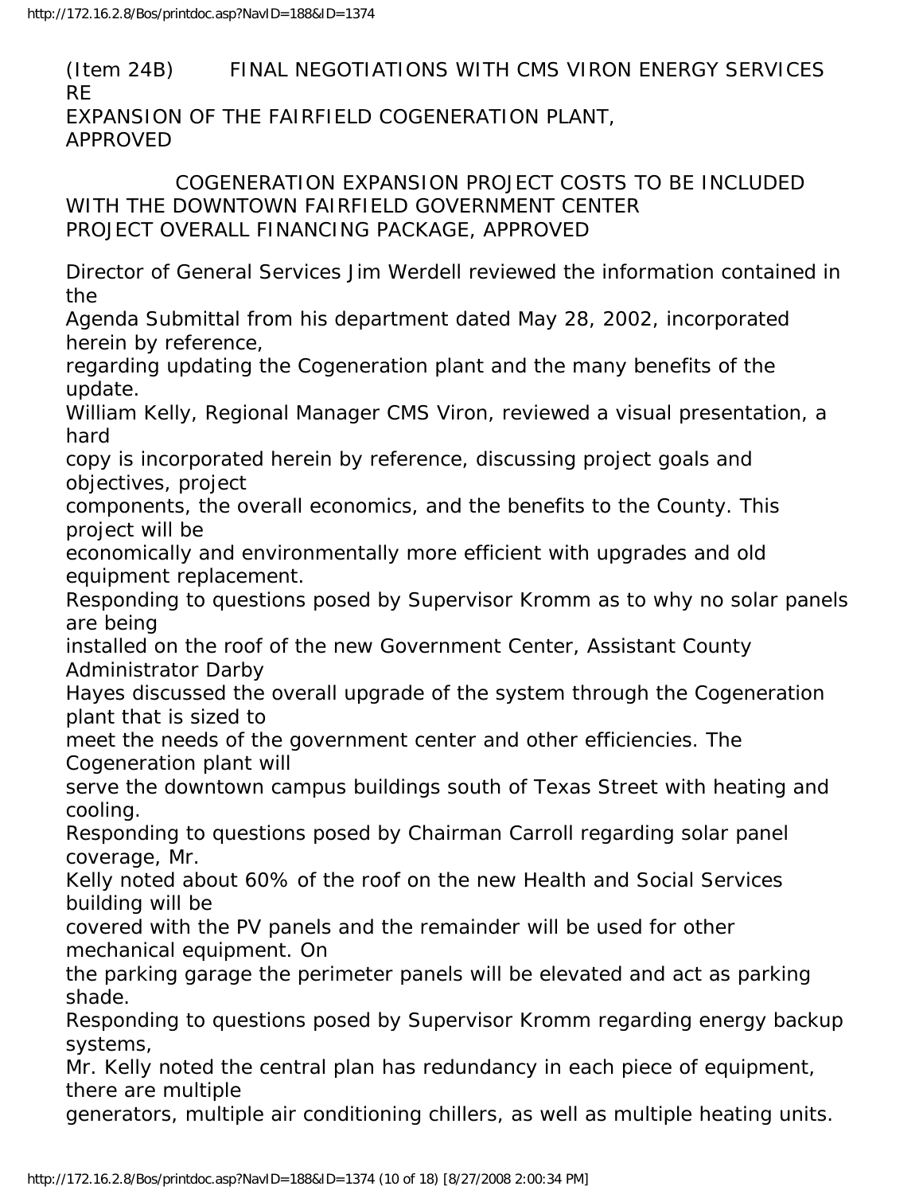(Item 24B) FINAL NEGOTIATIONS WITH CMS VIRON ENERGY SERVICES RE EXPANSION OF THE FAIRFIELD COGENERATION PLANT, APPROVED

COGENERATION EXPANSION PROJECT COSTS TO BE INCLUDED WITH THE DOWNTOWN FAIRFIELD GOVERNMENT CENTER PROJECT OVERALL FINANCING PACKAGE, APPROVED

Director of General Services Jim Werdell reviewed the information contained in the Agenda Submittal from his department dated May 28, 2002, incorporated herein by reference, regarding updating the Cogeneration plant and the many benefits of the update.

William Kelly, Regional Manager CMS Viron, reviewed a visual presentation, a hard copy is incorporated herein by reference, discussing project goals and objectives, project components, the overall economics, and the benefits to the County. This project will be economically and environmentally more efficient with upgrades and old equipment replacement.

Responding to questions posed by Supervisor Kromm as to why no solar panels are being installed on the roof of the new Government Center, Assistant County Administrator Darby Hayes discussed the overall upgrade of the system through the Cogeneration plant that is sized to meet the needs of the government center and other efficiencies. The Cogeneration plant will serve the downtown campus buildings south of Texas Street with heating and cooling.

Responding to questions posed by Chairman Carroll regarding solar panel coverage, Mr. Kelly noted about 60% of the roof on the new Health and Social Services building will be covered with the PV panels and the remainder will be used for other mechanical equipment. On the parking garage the perimeter panels will be elevated and act as parking shade.

Responding to questions posed by Supervisor Kromm regarding energy backup systems, Mr. Kelly noted the central plan has redundancy in each piece of equipment, there are multiple generators, multiple air conditioning chillers, as well as multiple heating units.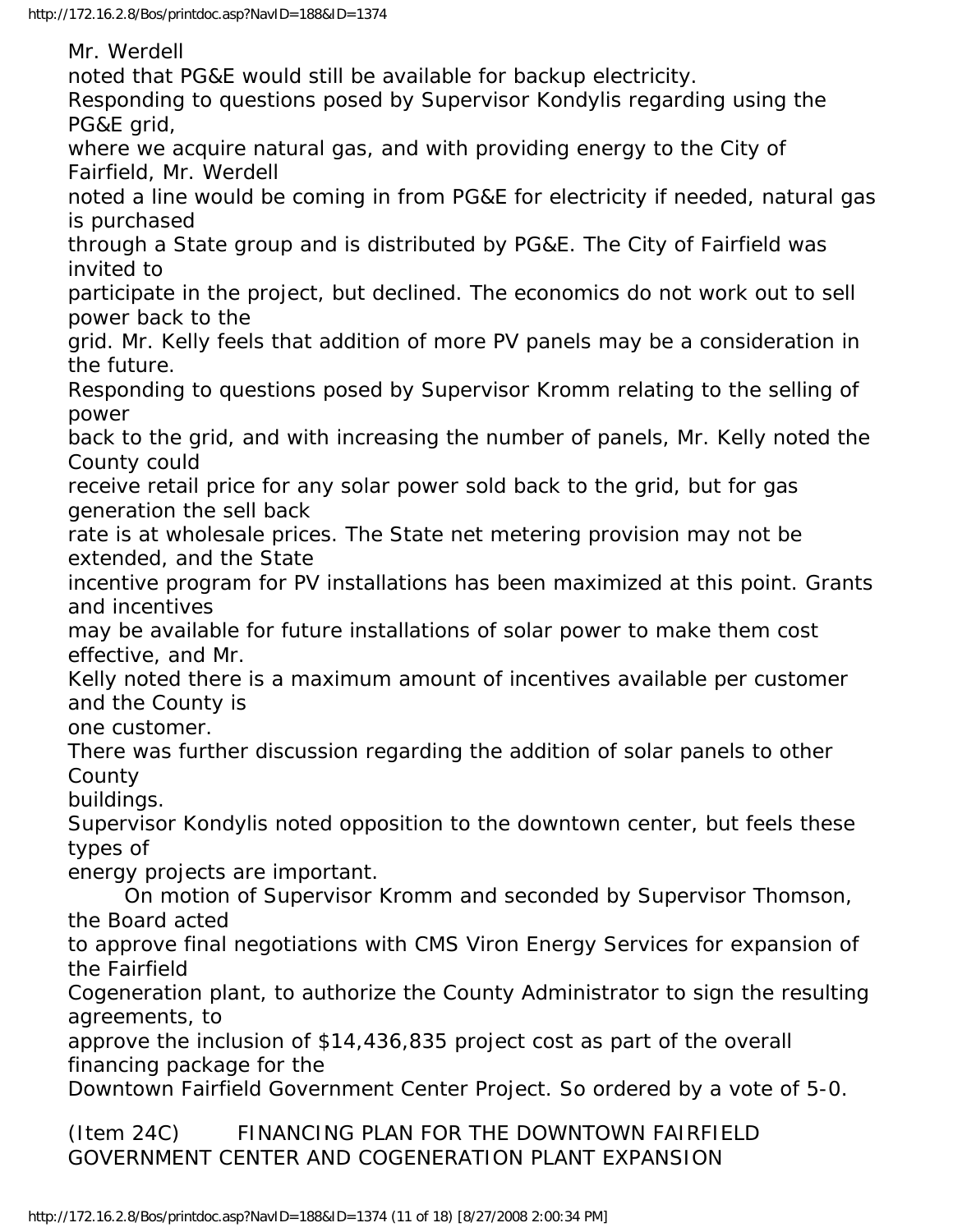Mr. Werdell noted that PG&E would still be available for backup electricity.

Responding to questions posed by Supervisor Kondylis regarding using the PG&E grid, where we acquire natural gas, and with providing energy to the City of Fairfield, Mr. Werdell noted a line would be coming in from PG&E for electricity if needed, natural gas is purchased through a State group and is distributed by PG&E. The City of Fairfield was invited to participate in the project, but declined. The economics do not work out to sell power back to the grid. Mr. Kelly feels that addition of more PV panels may be a consideration in the future.

Responding to questions posed by Supervisor Kromm relating to the selling of power back to the grid, and with increasing the number of panels, Mr. Kelly noted the County could receive retail price for any solar power sold back to the grid, but for gas generation the sell back rate is at wholesale prices. The State net metering provision may not be extended, and the State incentive program for PV installations has been maximized at this point. Grants and incentives may be available for future installations of solar power to make them cost effective, and Mr. Kelly noted there is a maximum amount of incentives available per customer and the County is one customer.

There was further discussion regarding the addition of solar panels to other County buildings.

Supervisor Kondylis noted opposition to the downtown center, but feels these types of energy projects are important.

On motion of Supervisor Kromm and seconded by Supervisor Thomson, the Board acted to approve final negotiations with CMS Viron Energy Services for expansion of the Fairfield Cogeneration plant, to authorize the County Administrator to sign the resulting agreements, to approve the inclusion of $14,436,835 project cost as part of the overall financing package for the Downtown Fairfield Government Center Project. So ordered by a vote of 5-0.

(Item 24C) FINANCING PLAN FOR THE DOWNTOWN FAIRFIELD GOVERNMENT CENTER AND COGENERATION PLANT EXPANSION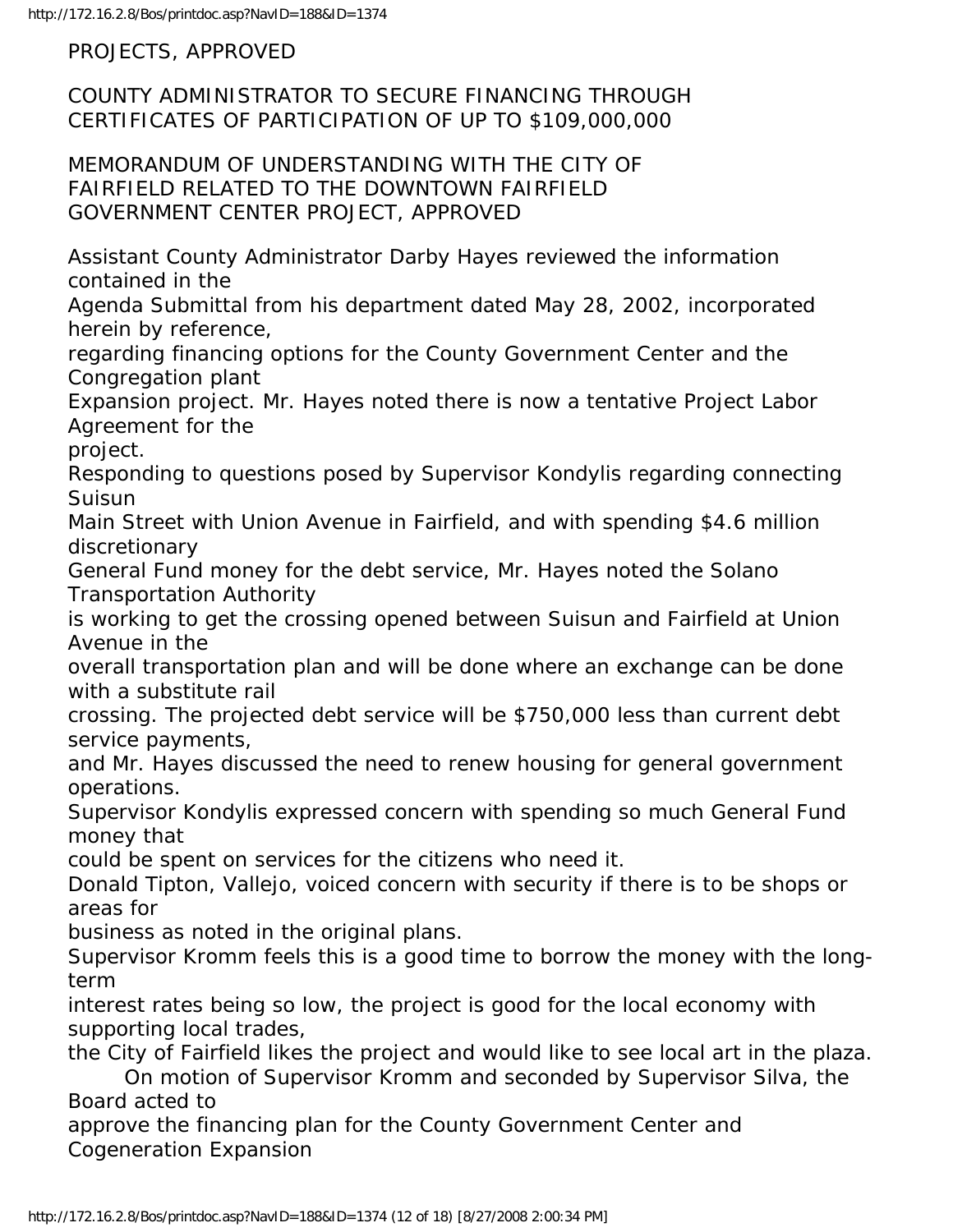PROJECTS, APPROVED

COUNTY ADMINISTRATOR TO SECURE FINANCING THROUGH CERTIFICATES OF PARTICIPATION OF UP TO $109,000,000

MEMORANDUM OF UNDERSTANDING WITH THE CITY OF FAIRFIELD RELATED TO THE DOWNTOWN FAIRFIELD GOVERNMENT CENTER PROJECT, APPROVED

Assistant County Administrator Darby Hayes reviewed the information contained in the Agenda Submittal from his department dated May 28, 2002, incorporated herein by reference, regarding financing options for the County Government Center and the Congregation plant Expansion project. Mr. Hayes noted there is now a tentative Project Labor Agreement for the project.

Responding to questions posed by Supervisor Kondylis regarding connecting Suisun Main Street with Union Avenue in Fairfield, and with spending $4.6 million discretionary General Fund money for the debt service, Mr. Hayes noted the Solano Transportation Authority is working to get the crossing opened between Suisun and Fairfield at Union Avenue in the overall transportation plan and will be done where an exchange can be done with a substitute rail crossing. The projected debt service will be $750,000 less than current debt service payments, and Mr. Hayes discussed the need to renew housing for general government operations.

Supervisor Kondylis expressed concern with spending so much General Fund money that could be spent on services for the citizens who need it.

Donald Tipton, Vallejo, voiced concern with security if there is to be shops or areas for business as noted in the original plans.

Supervisor Kromm feels this is a good time to borrow the money with the long-term interest rates being so low, the project is good for the local economy with supporting local trades, the City of Fairfield likes the project and would like to see local art in the plaza.

On motion of Supervisor Kromm and seconded by Supervisor Silva, the Board acted to approve the financing plan for the County Government Center and Cogeneration Expansion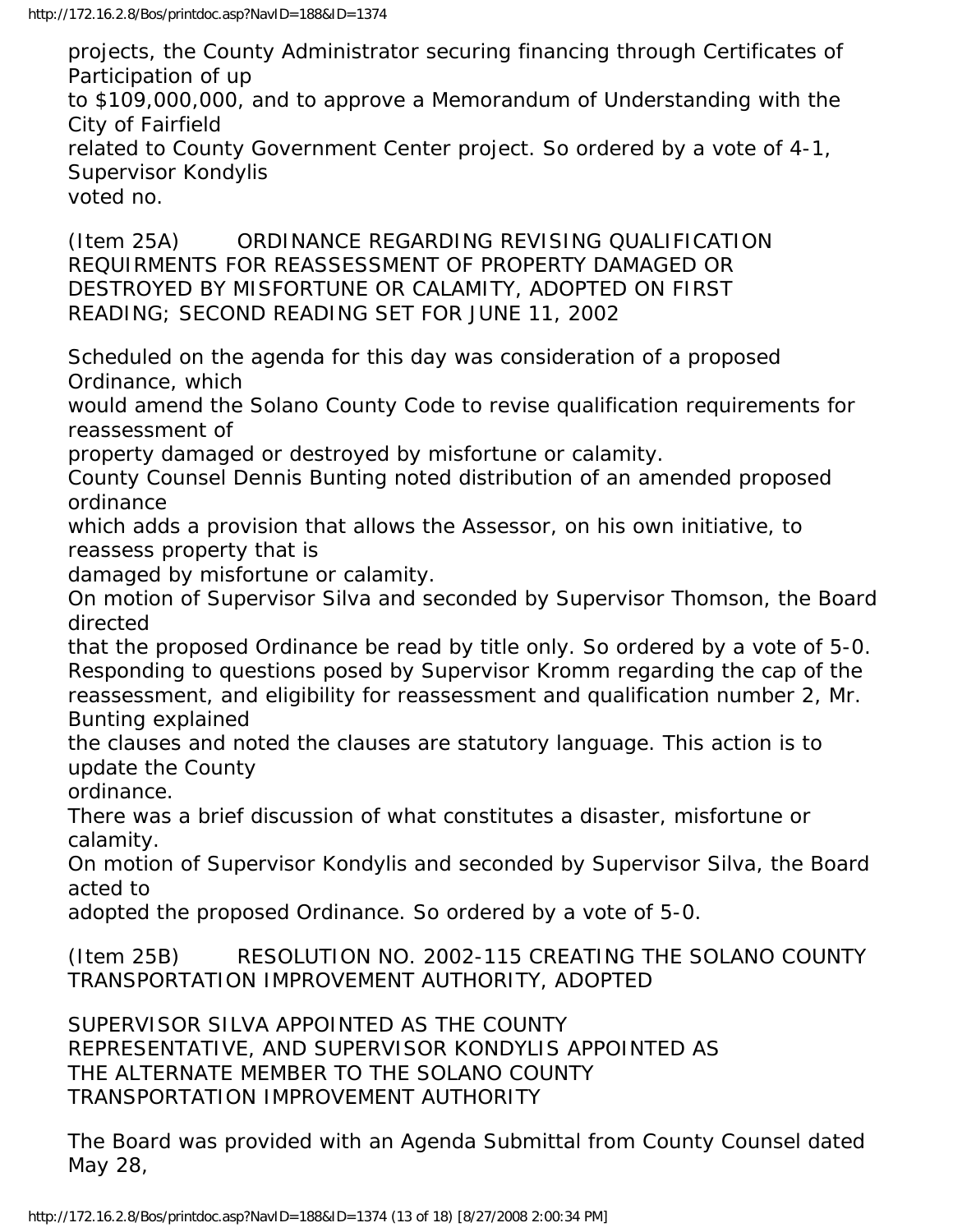projects, the County Administrator securing financing through Certificates of Participation of up to $109,000,000, and to approve a Memorandum of Understanding with the City of Fairfield related to County Government Center project. So ordered by a vote of 4-1, Supervisor Kondylis voted no.

(Item 25A) ORDINANCE REGARDING REVISING QUALIFICATION REQUIRMENTS FOR REASSESSMENT OF PROPERTY DAMAGED OR DESTROYED BY MISFORTUNE OR CALAMITY, ADOPTED ON FIRST READING; SECOND READING SET FOR JUNE 11, 2002

Scheduled on the agenda for this day was consideration of a proposed Ordinance, which would amend the Solano County Code to revise qualification requirements for reassessment of property damaged or destroyed by misfortune or calamity.

County Counsel Dennis Bunting noted distribution of an amended proposed ordinance which adds a provision that allows the Assessor, on his own initiative, to reassess property that is damaged by misfortune or calamity.

On motion of Supervisor Silva and seconded by Supervisor Thomson, the Board directed that the proposed Ordinance be read by title only. So ordered by a vote of 5-0.

Responding to questions posed by Supervisor Kromm regarding the cap of the reassessment, and eligibility for reassessment and qualification number 2, Mr. Bunting explained the clauses and noted the clauses are statutory language. This action is to update the County ordinance.

There was a brief discussion of what constitutes a disaster, misfortune or calamity.

On motion of Supervisor Kondylis and seconded by Supervisor Silva, the Board acted to adopted the proposed Ordinance. So ordered by a vote of 5-0.

(Item 25B) RESOLUTION NO. 2002-115 CREATING THE SOLANO COUNTY TRANSPORTATION IMPROVEMENT AUTHORITY, ADOPTED

SUPERVISOR SILVA APPOINTED AS THE COUNTY REPRESENTATIVE, AND SUPERVISOR KONDYLIS APPOINTED AS THE ALTERNATE MEMBER TO THE SOLANO COUNTY TRANSPORTATION IMPROVEMENT AUTHORITY

The Board was provided with an Agenda Submittal from County Counsel dated May 28,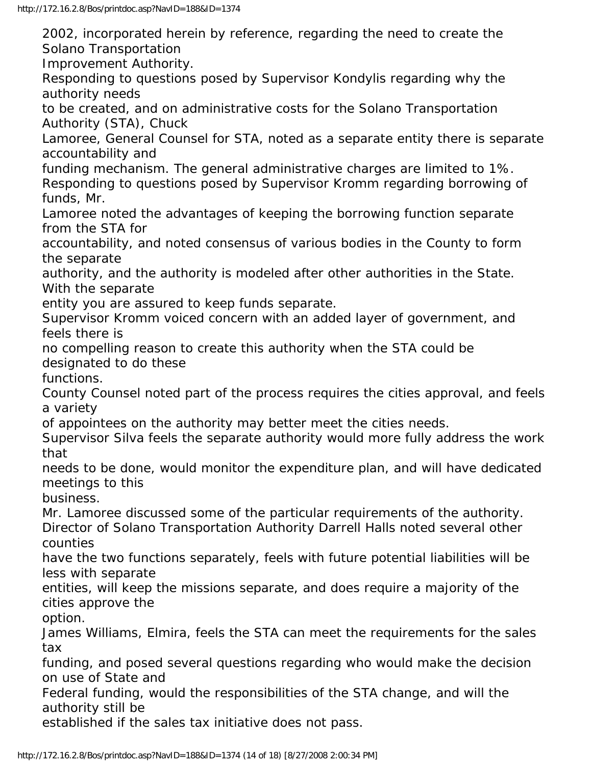2002, incorporated herein by reference, regarding the need to create the Solano Transportation Improvement Authority.

Responding to questions posed by Supervisor Kondylis regarding why the authority needs to be created, and on administrative costs for the Solano Transportation Authority (STA), Chuck Lamoree, General Counsel for STA, noted as a separate entity there is separate accountability and funding mechanism. The general administrative charges are limited to 1%.

Responding to questions posed by Supervisor Kromm regarding borrowing of funds, Mr. Lamoree noted the advantages of keeping the borrowing function separate from the STA for accountability, and noted consensus of various bodies in the County to form the separate authority, and the authority is modeled after other authorities in the State. With the separate entity you are assured to keep funds separate.

Supervisor Kromm voiced concern with an added layer of government, and feels there is no compelling reason to create this authority when the STA could be designated to do these functions.

County Counsel noted part of the process requires the cities approval, and feels a variety of appointees on the authority may better meet the cities needs.

Supervisor Silva feels the separate authority would more fully address the work that needs to be done, would monitor the expenditure plan, and will have dedicated meetings to this business.

Mr. Lamoree discussed some of the particular requirements of the authority.

Director of Solano Transportation Authority Darrell Halls noted several other counties have the two functions separately, feels with future potential liabilities will be less with separate entities, will keep the missions separate, and does require a majority of the cities approve the option.

James Williams, Elmira, feels the STA can meet the requirements for the sales tax funding, and posed several questions regarding who would make the decision on use of State and Federal funding, would the responsibilities of the STA change, and will the authority still be established if the sales tax initiative does not pass.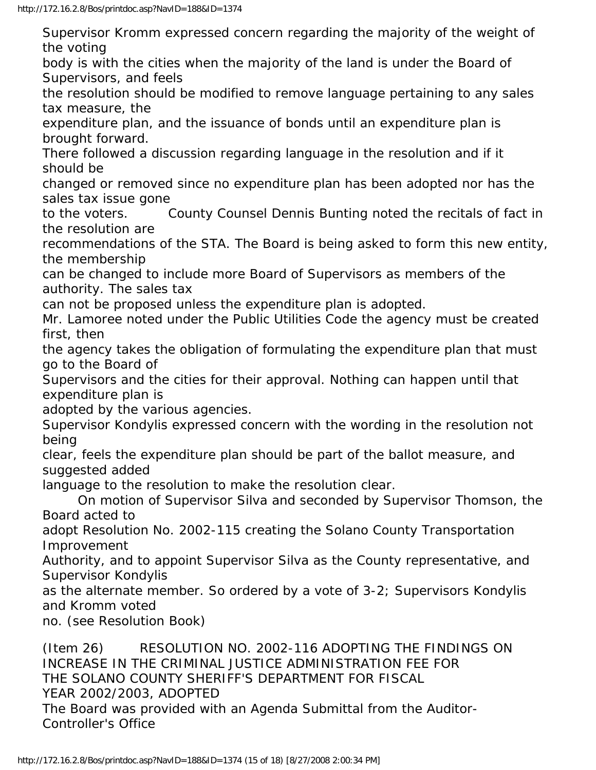Supervisor Kromm expressed concern regarding the majority of the weight of the voting body is with the cities when the majority of the land is under the Board of Supervisors, and feels the resolution should be modified to remove language pertaining to any sales tax measure, the expenditure plan, and the issuance of bonds until an expenditure plan is brought forward.

There followed a discussion regarding language in the resolution and if it should be changed or removed since no expenditure plan has been adopted nor has the sales tax issue gone to the voters. County Counsel Dennis Bunting noted the recitals of fact in the resolution are recommendations of the STA. The Board is being asked to form this new entity, the membership can be changed to include more Board of Supervisors as members of the authority. The sales tax can not be proposed unless the expenditure plan is adopted.

Mr. Lamoree noted under the Public Utilities Code the agency must be created first, then the agency takes the obligation of formulating the expenditure plan that must go to the Board of Supervisors and the cities for their approval. Nothing can happen until that expenditure plan is adopted by the various agencies.

Supervisor Kondylis expressed concern with the wording in the resolution not being clear, feels the expenditure plan should be part of the ballot measure, and suggested added language to the resolution to make the resolution clear.

On motion of Supervisor Silva and seconded by Supervisor Thomson, the Board acted to adopt Resolution No. 2002-115 creating the Solano County Transportation Improvement Authority, and to appoint Supervisor Silva as the County representative, and Supervisor Kondylis as the alternate member. So ordered by a vote of 3-2; Supervisors Kondylis and Kromm voted no. (see Resolution Book)

(Item 26) RESOLUTION NO. 2002-116 ADOPTING THE FINDINGS ON INCREASE IN THE CRIMINAL JUSTICE ADMINISTRATION FEE FOR THE SOLANO COUNTY SHERIFF'S DEPARTMENT FOR FISCAL YEAR 2002/2003, ADOPTED

The Board was provided with an Agenda Submittal from the Auditor-Controller's Office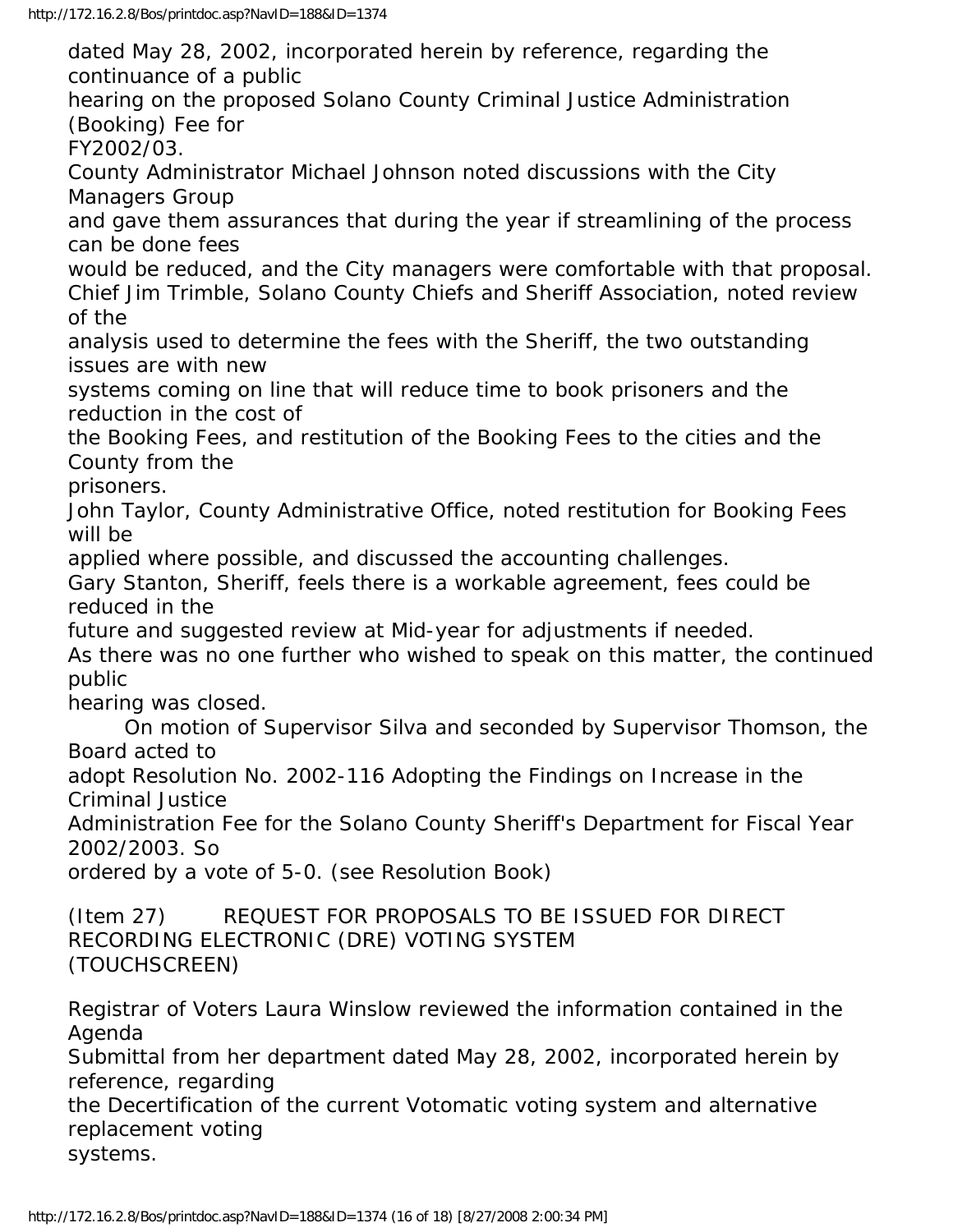dated May 28, 2002, incorporated herein by reference, regarding the continuance of a public hearing on the proposed Solano County Criminal Justice Administration (Booking) Fee for FY2002/03.

County Administrator Michael Johnson noted discussions with the City Managers Group and gave them assurances that during the year if streamlining of the process can be done fees would be reduced, and the City managers were comfortable with that proposal.

Chief Jim Trimble, Solano County Chiefs and Sheriff Association, noted review of the analysis used to determine the fees with the Sheriff, the two outstanding issues are with new systems coming on line that will reduce time to book prisoners and the reduction in the cost of the Booking Fees, and restitution of the Booking Fees to the cities and the County from the prisoners.

John Taylor, County Administrative Office, noted restitution for Booking Fees will be applied where possible, and discussed the accounting challenges.

Gary Stanton, Sheriff, feels there is a workable agreement, fees could be reduced in the future and suggested review at Mid-year for adjustments if needed.

As there was no one further who wished to speak on this matter, the continued public hearing was closed.

On motion of Supervisor Silva and seconded by Supervisor Thomson, the Board acted to adopt Resolution No. 2002-116 Adopting the Findings on Increase in the Criminal Justice Administration Fee for the Solano County Sheriff's Department for Fiscal Year 2002/2003. So ordered by a vote of 5-0. (see Resolution Book)

(Item 27) REQUEST FOR PROPOSALS TO BE ISSUED FOR DIRECT RECORDING ELECTRONIC (DRE) VOTING SYSTEM (TOUCHSCREEN)

Registrar of Voters Laura Winslow reviewed the information contained in the Agenda Submittal from her department dated May 28, 2002, incorporated herein by reference, regarding the Decertification of the current Votomatic voting system and alternative replacement voting systems.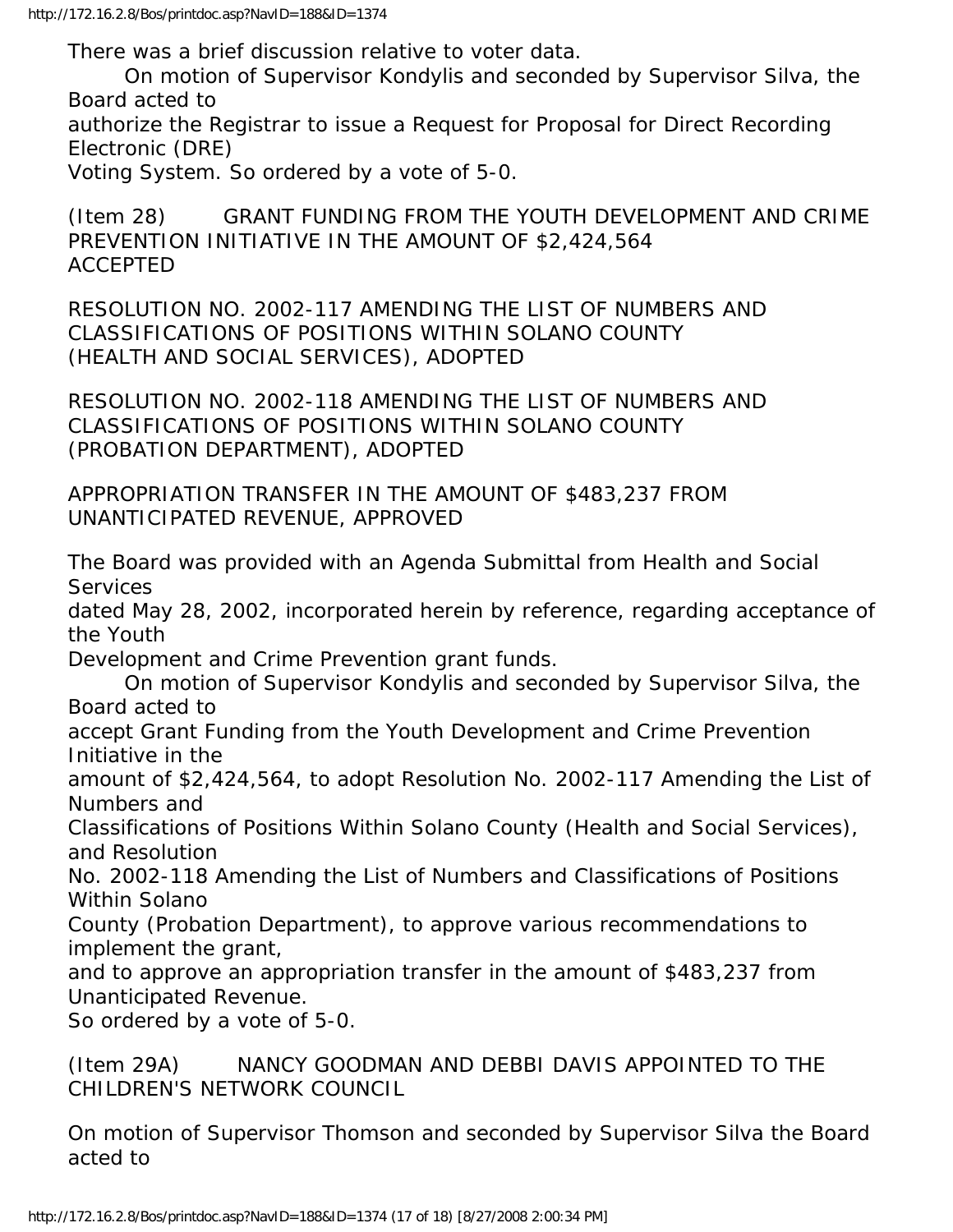There was a brief discussion relative to voter data.

On motion of Supervisor Kondylis and seconded by Supervisor Silva, the Board acted to authorize the Registrar to issue a Request for Proposal for Direct Recording Electronic (DRE) Voting System. So ordered by a vote of 5-0.

(Item 28) GRANT FUNDING FROM THE YOUTH DEVELOPMENT AND CRIME PREVENTION INITIATIVE IN THE AMOUNT OF $2,424,564 ACCEPTED

RESOLUTION NO. 2002-117 AMENDING THE LIST OF NUMBERS AND CLASSIFICATIONS OF POSITIONS WITHIN SOLANO COUNTY (HEALTH AND SOCIAL SERVICES), ADOPTED

RESOLUTION NO. 2002-118 AMENDING THE LIST OF NUMBERS AND CLASSIFICATIONS OF POSITIONS WITHIN SOLANO COUNTY (PROBATION DEPARTMENT), ADOPTED

APPROPRIATION TRANSFER IN THE AMOUNT OF $483,237 FROM UNANTICIPATED REVENUE, APPROVED

The Board was provided with an Agenda Submittal from Health and Social Services dated May 28, 2002, incorporated herein by reference, regarding acceptance of the Youth Development and Crime Prevention grant funds.

On motion of Supervisor Kondylis and seconded by Supervisor Silva, the Board acted to accept Grant Funding from the Youth Development and Crime Prevention Initiative in the amount of $2,424,564, to adopt Resolution No. 2002-117 Amending the List of Numbers and Classifications of Positions Within Solano County (Health and Social Services), and Resolution No. 2002-118 Amending the List of Numbers and Classifications of Positions Within Solano County (Probation Department), to approve various recommendations to implement the grant, and to approve an appropriation transfer in the amount of $483,237 from Unanticipated Revenue.
So ordered by a vote of 5-0.

(Item 29A) NANCY GOODMAN AND DEBBI DAVIS APPOINTED TO THE CHILDREN'S NETWORK COUNCIL

On motion of Supervisor Thomson and seconded by Supervisor Silva the Board acted to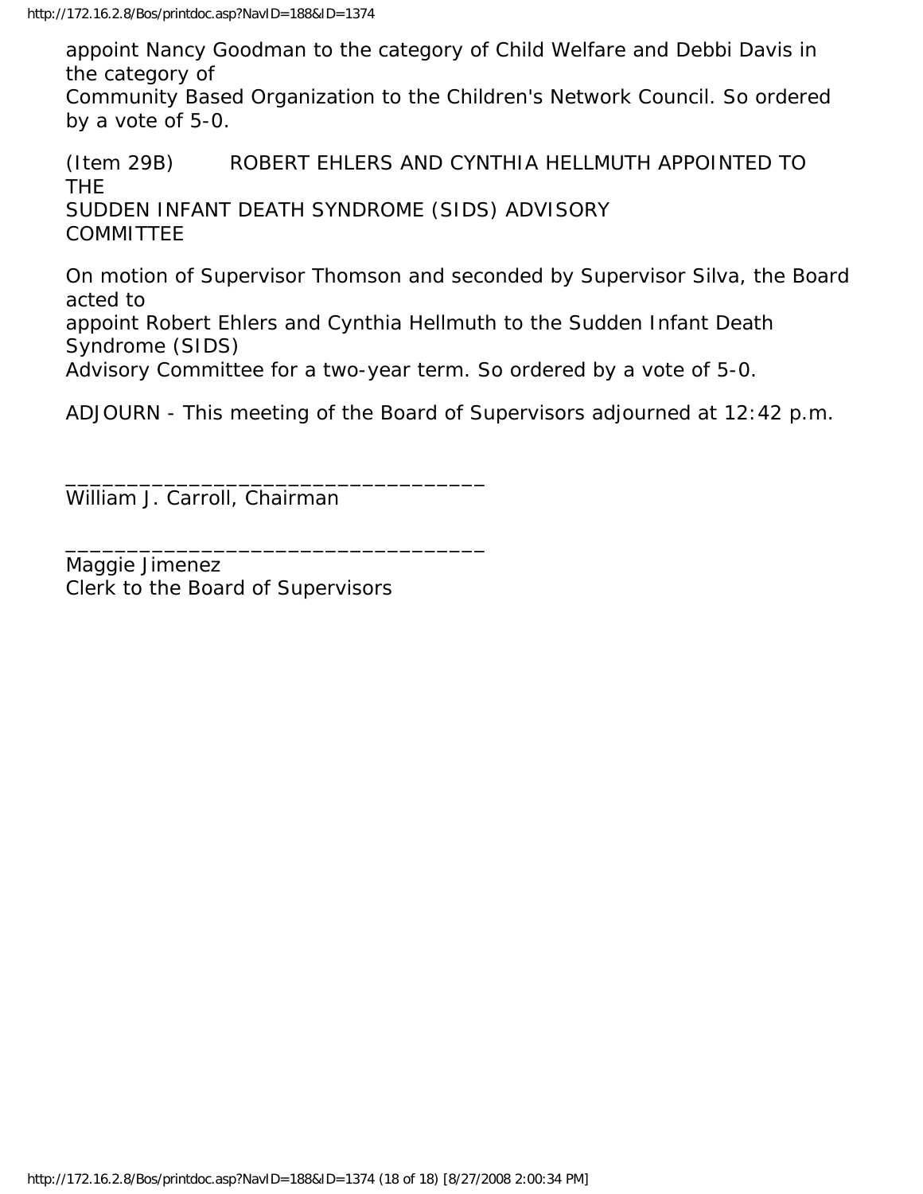appoint Nancy Goodman to the category of Child Welfare and Debbi Davis in the category of Community Based Organization to the Children's Network Council. So ordered by a vote of 5-0.

(Item 29B) ROBERT EHLERS AND CYNTHIA HELLMUTH APPOINTED TO THE SUDDEN INFANT DEATH SYNDROME (SIDS) ADVISORY COMMITTEE

On motion of Supervisor Thomson and seconded by Supervisor Silva, the Board acted to appoint Robert Ehlers and Cynthia Hellmuth to the Sudden Infant Death Syndrome (SIDS) Advisory Committee for a two-year term. So ordered by a vote of 5-0.

ADJOURN - This meeting of the Board of Supervisors adjourned at 12:42 p.m.

__________________________________
William J. Carroll, Chairman

__________________________________
Maggie Jimenez
Clerk to the Board of Supervisors